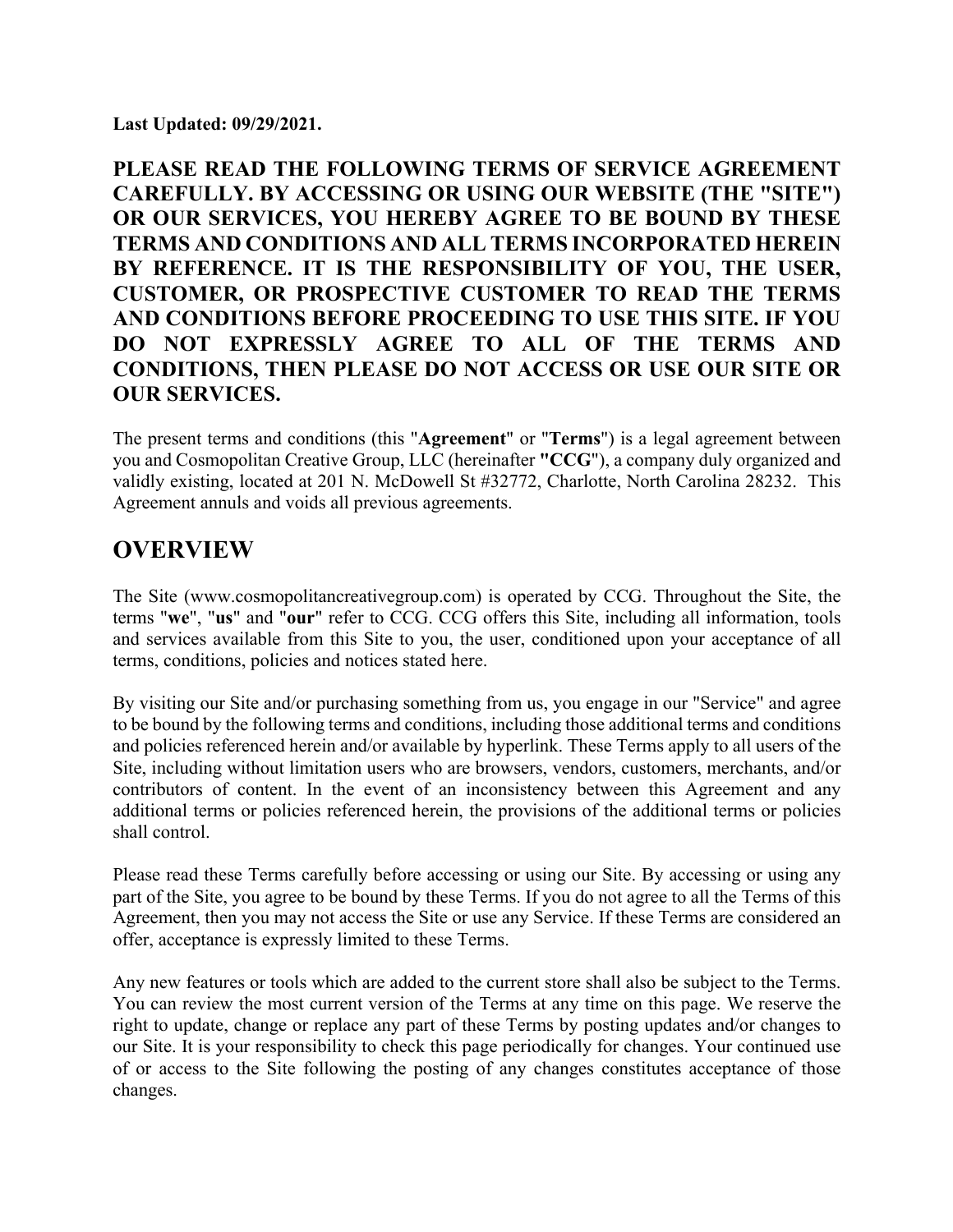**Last Updated: 09/29/2021.**

**PLEASE READ THE FOLLOWING TERMS OF SERVICE AGREEMENT CAREFULLY. BY ACCESSING OR USING OUR WEBSITE (THE "SITE") OR OUR SERVICES, YOU HEREBY AGREE TO BE BOUND BY THESE TERMS AND CONDITIONS AND ALL TERMS INCORPORATED HEREIN BY REFERENCE. IT IS THE RESPONSIBILITY OF YOU, THE USER, CUSTOMER, OR PROSPECTIVE CUSTOMER TO READ THE TERMS AND CONDITIONS BEFORE PROCEEDING TO USE THIS SITE. IF YOU DO NOT EXPRESSLY AGREE TO ALL OF THE TERMS AND CONDITIONS, THEN PLEASE DO NOT ACCESS OR USE OUR SITE OR OUR SERVICES.**

The present terms and conditions (this "**Agreement**" or "**Terms**") is a legal agreement between you and Cosmopolitan Creative Group, LLC (hereinafter **"CCG**"), a company duly organized and validly existing, located at 201 N. McDowell St #32772, Charlotte, North Carolina 28232. This Agreement annuls and voids all previous agreements.

## OVERVIEW

The Site (www.cosmopolitancreativegroup.com) is operated by CCG. Throughout the Site, the terms "**we**", "**us**" and "**our**" refer to CCG. CCG offers this Site, including all information, tools and services available from this Site to you, the user, conditioned upon your acceptance of all terms, conditions, policies and notices stated here.

By visiting our Site and/or purchasing something from us, you engage in our "Service" and agree to be bound by the following terms and conditions, including those additional terms and conditions and policies referenced herein and/or available by hyperlink. These Terms apply to all users of the Site, including without limitation users who are browsers, vendors, customers, merchants, and/or contributors of content. In the event of an inconsistency between this Agreement and any additional terms or policies referenced herein, the provisions of the additional terms or policies shall control.

Please read these Terms carefully before accessing or using our Site. By accessing or using any part of the Site, you agree to be bound by these Terms. If you do not agree to all the Terms of this Agreement, then you may not access the Site or use any Service. If these Terms are considered an offer, acceptance is expressly limited to these Terms.

Any new features or tools which are added to the current store shall also be subject to the Terms. You can review the most current version of the Terms at any time on this page. We reserve the right to update, change or replace any part of these Terms by posting updates and/or changes to our Site. It is your responsibility to check this page periodically for changes. Your continued use of or access to the Site following the posting of any changes constitutes acceptance of those changes.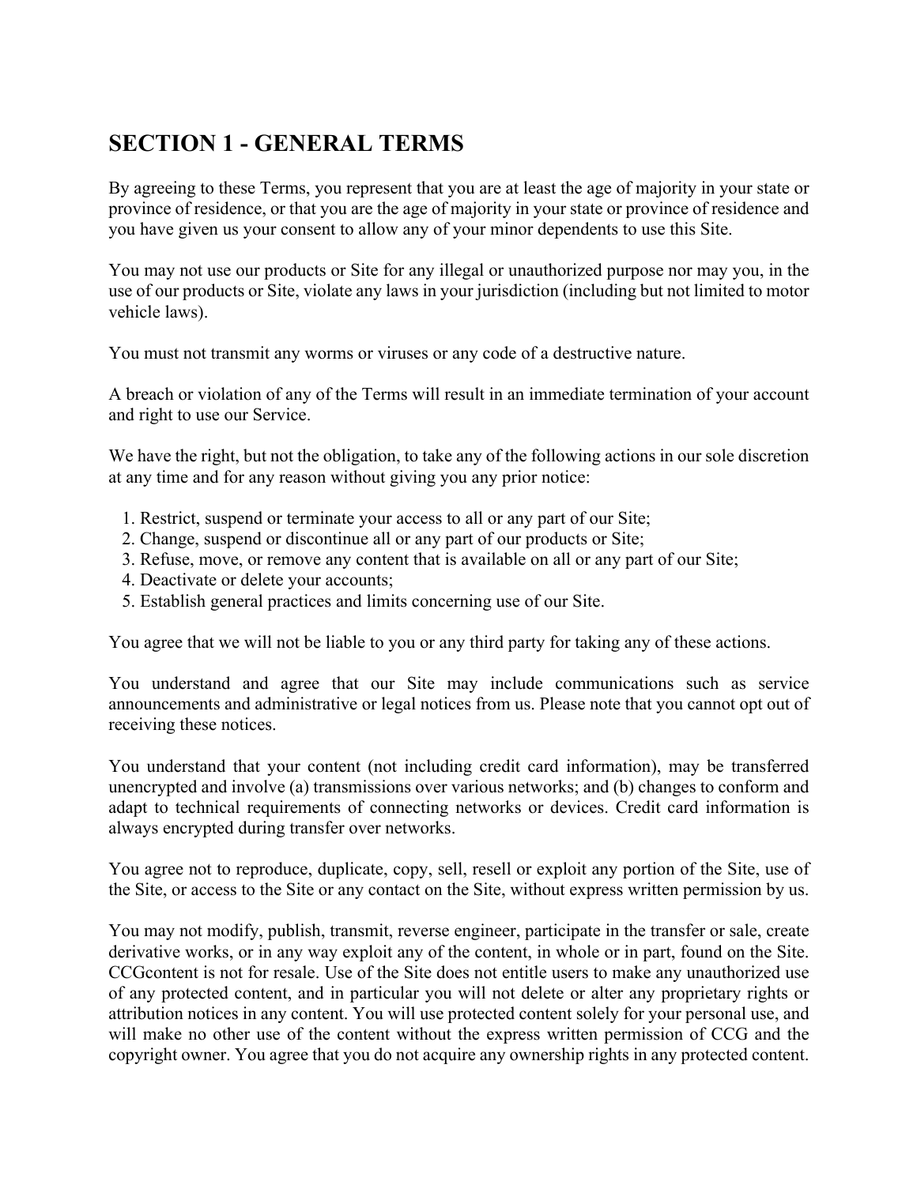## SECTION 1 - GENERAL TERMS

By agreeing to these Terms, you represent that you are at least the age of majority in your state or province of residence, or that you are the age of majority in your state or province of residence and you have given us your consent to allow any of your minor dependents to use this Site.

You may not use our products or Site for any illegal or unauthorized purpose nor may you, in the use of our products or Site, violate any laws in your jurisdiction (including but not limited to motor vehicle laws).

You must not transmit any worms or viruses or any code of a destructive nature.

A breach or violation of any of the Terms will result in an immediate termination of your account and right to use our Service.

We have the right, but not the obligation, to take any of the following actions in our sole discretion at any time and for any reason without giving you any prior notice:

1. Restrict, suspend or terminate your access to all or any part of our Site;
2. Change, suspend or discontinue all or any part of our products or Site;
3. Refuse, move, or remove any content that is available on all or any part of our Site;
4. Deactivate or delete your accounts;
5. Establish general practices and limits concerning use of our Site.

You agree that we will not be liable to you or any third party for taking any of these actions.

You understand and agree that our Site may include communications such as service announcements and administrative or legal notices from us. Please note that you cannot opt out of receiving these notices.

You understand that your content (not including credit card information), may be transferred unencrypted and involve (a) transmissions over various networks; and (b) changes to conform and adapt to technical requirements of connecting networks or devices. Credit card information is always encrypted during transfer over networks.

You agree not to reproduce, duplicate, copy, sell, resell or exploit any portion of the Site, use of the Site, or access to the Site or any contact on the Site, without express written permission by us.

You may not modify, publish, transmit, reverse engineer, participate in the transfer or sale, create derivative works, or in any way exploit any of the content, in whole or in part, found on the Site. CCGcontent is not for resale. Use of the Site does not entitle users to make any unauthorized use of any protected content, and in particular you will not delete or alter any proprietary rights or attribution notices in any content. You will use protected content solely for your personal use, and will make no other use of the content without the express written permission of CCG and the copyright owner. You agree that you do not acquire any ownership rights in any protected content.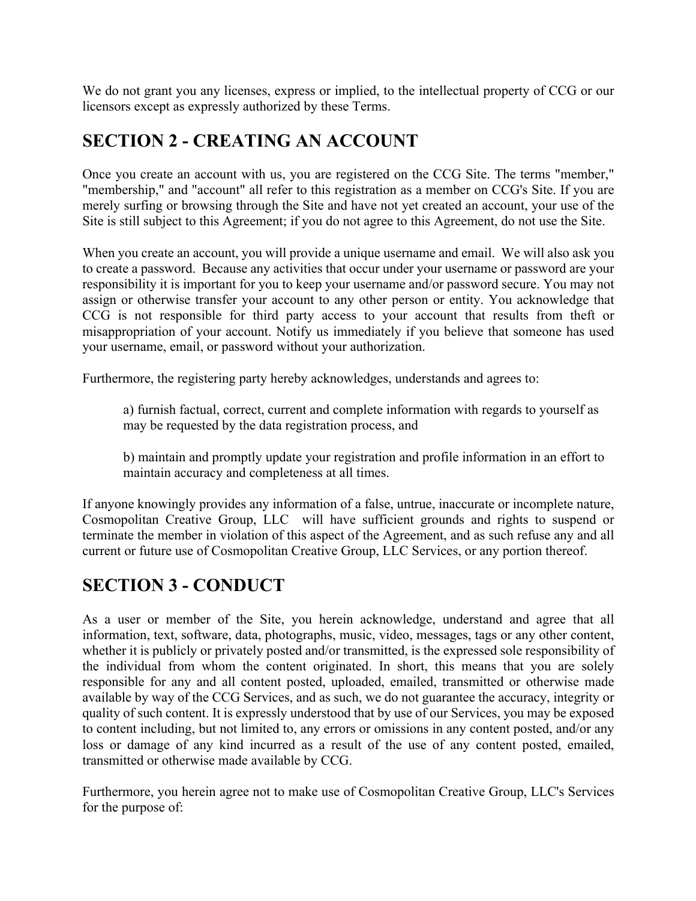We do not grant you any licenses, express or implied, to the intellectual property of CCG or our licensors except as expressly authorized by these Terms.

## SECTION 2 - CREATING AN ACCOUNT

Once you create an account with us, you are registered on the CCG Site. The terms "member," "membership," and "account" all refer to this registration as a member on CCG's Site. If you are merely surfing or browsing through the Site and have not yet created an account, your use of the Site is still subject to this Agreement; if you do not agree to this Agreement, do not use the Site.

When you create an account, you will provide a unique username and email. We will also ask you to create a password. Because any activities that occur under your username or password are your responsibility it is important for you to keep your username and/or password secure. You may not assign or otherwise transfer your account to any other person or entity. You acknowledge that CCG is not responsible for third party access to your account that results from theft or misappropriation of your account. Notify us immediately if you believe that someone has used your username, email, or password without your authorization.

Furthermore, the registering party hereby acknowledges, understands and agrees to:

a) furnish factual, correct, current and complete information with regards to yourself as may be requested by the data registration process, and

b) maintain and promptly update your registration and profile information in an effort to maintain accuracy and completeness at all times.

If anyone knowingly provides any information of a false, untrue, inaccurate or incomplete nature, Cosmopolitan Creative Group, LLC will have sufficient grounds and rights to suspend or terminate the member in violation of this aspect of the Agreement, and as such refuse any and all current or future use of Cosmopolitan Creative Group, LLC Services, or any portion thereof.

## SECTION 3 - CONDUCT

As a user or member of the Site, you herein acknowledge, understand and agree that all information, text, software, data, photographs, music, video, messages, tags or any other content, whether it is publicly or privately posted and/or transmitted, is the expressed sole responsibility of the individual from whom the content originated. In short, this means that you are solely responsible for any and all content posted, uploaded, emailed, transmitted or otherwise made available by way of the CCG Services, and as such, we do not guarantee the accuracy, integrity or quality of such content. It is expressly understood that by use of our Services, you may be exposed to content including, but not limited to, any errors or omissions in any content posted, and/or any loss or damage of any kind incurred as a result of the use of any content posted, emailed, transmitted or otherwise made available by CCG.

Furthermore, you herein agree not to make use of Cosmopolitan Creative Group, LLC's Services for the purpose of: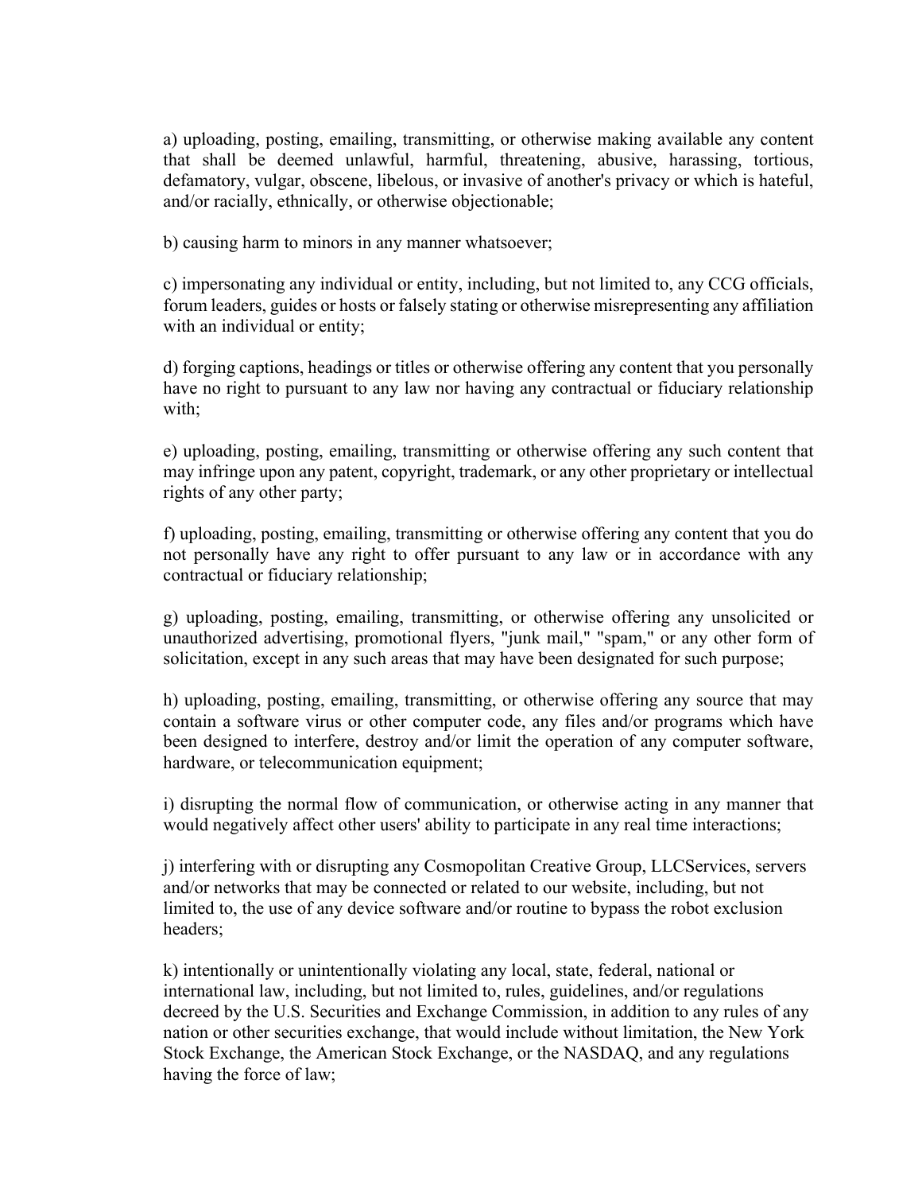a) uploading, posting, emailing, transmitting, or otherwise making available any content that shall be deemed unlawful, harmful, threatening, abusive, harassing, tortious, defamatory, vulgar, obscene, libelous, or invasive of another's privacy or which is hateful, and/or racially, ethnically, or otherwise objectionable;

b) causing harm to minors in any manner whatsoever;

c) impersonating any individual or entity, including, but not limited to, any CCG officials, forum leaders, guides or hosts or falsely stating or otherwise misrepresenting any affiliation with an individual or entity;

d) forging captions, headings or titles or otherwise offering any content that you personally have no right to pursuant to any law nor having any contractual or fiduciary relationship with;

e) uploading, posting, emailing, transmitting or otherwise offering any such content that may infringe upon any patent, copyright, trademark, or any other proprietary or intellectual rights of any other party;

f) uploading, posting, emailing, transmitting or otherwise offering any content that you do not personally have any right to offer pursuant to any law or in accordance with any contractual or fiduciary relationship;

g) uploading, posting, emailing, transmitting, or otherwise offering any unsolicited or unauthorized advertising, promotional flyers, "junk mail," "spam," or any other form of solicitation, except in any such areas that may have been designated for such purpose;

h) uploading, posting, emailing, transmitting, or otherwise offering any source that may contain a software virus or other computer code, any files and/or programs which have been designed to interfere, destroy and/or limit the operation of any computer software, hardware, or telecommunication equipment;

i) disrupting the normal flow of communication, or otherwise acting in any manner that would negatively affect other users' ability to participate in any real time interactions;

j) interfering with or disrupting any Cosmopolitan Creative Group, LLCServices, servers and/or networks that may be connected or related to our website, including, but not limited to, the use of any device software and/or routine to bypass the robot exclusion headers;

k) intentionally or unintentionally violating any local, state, federal, national or international law, including, but not limited to, rules, guidelines, and/or regulations decreed by the U.S. Securities and Exchange Commission, in addition to any rules of any nation or other securities exchange, that would include without limitation, the New York Stock Exchange, the American Stock Exchange, or the NASDAQ, and any regulations having the force of law;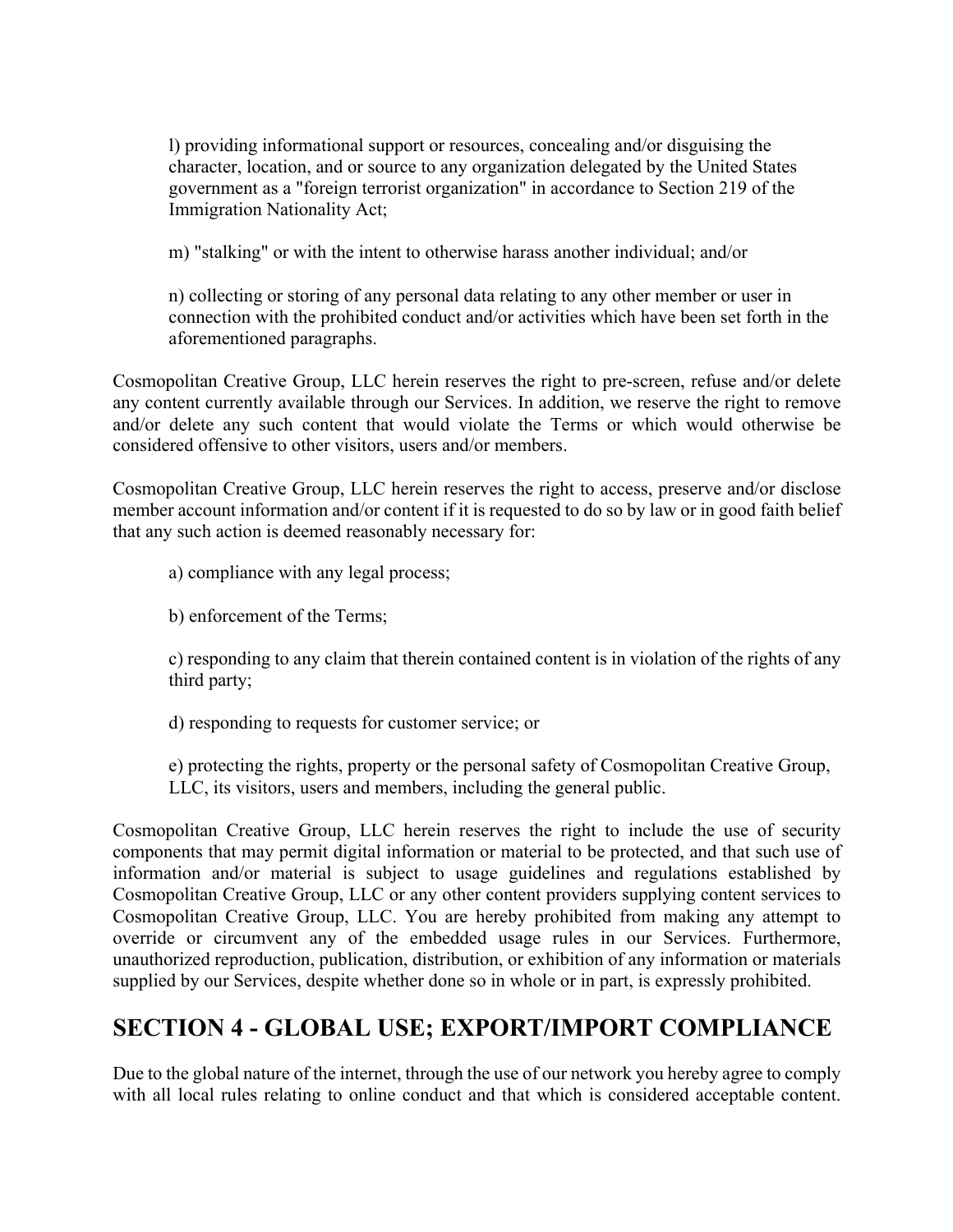l) providing informational support or resources, concealing and/or disguising the character, location, and or source to any organization delegated by the United States government as a "foreign terrorist organization" in accordance to Section 219 of the Immigration Nationality Act;

m) "stalking" or with the intent to otherwise harass another individual; and/or

n) collecting or storing of any personal data relating to any other member or user in connection with the prohibited conduct and/or activities which have been set forth in the aforementioned paragraphs.

Cosmopolitan Creative Group, LLC herein reserves the right to pre-screen, refuse and/or delete any content currently available through our Services. In addition, we reserve the right to remove and/or delete any such content that would violate the Terms or which would otherwise be considered offensive to other visitors, users and/or members.

Cosmopolitan Creative Group, LLC herein reserves the right to access, preserve and/or disclose member account information and/or content if it is requested to do so by law or in good faith belief that any such action is deemed reasonably necessary for:

a) compliance with any legal process;

b) enforcement of the Terms;

c) responding to any claim that therein contained content is in violation of the rights of any third party;

d) responding to requests for customer service; or

e) protecting the rights, property or the personal safety of Cosmopolitan Creative Group, LLC, its visitors, users and members, including the general public.

Cosmopolitan Creative Group, LLC herein reserves the right to include the use of security components that may permit digital information or material to be protected, and that such use of information and/or material is subject to usage guidelines and regulations established by Cosmopolitan Creative Group, LLC or any other content providers supplying content services to Cosmopolitan Creative Group, LLC. You are hereby prohibited from making any attempt to override or circumvent any of the embedded usage rules in our Services. Furthermore, unauthorized reproduction, publication, distribution, or exhibition of any information or materials supplied by our Services, despite whether done so in whole or in part, is expressly prohibited.

## SECTION 4 - GLOBAL USE; EXPORT/IMPORT COMPLIANCE

Due to the global nature of the internet, through the use of our network you hereby agree to comply with all local rules relating to online conduct and that which is considered acceptable content.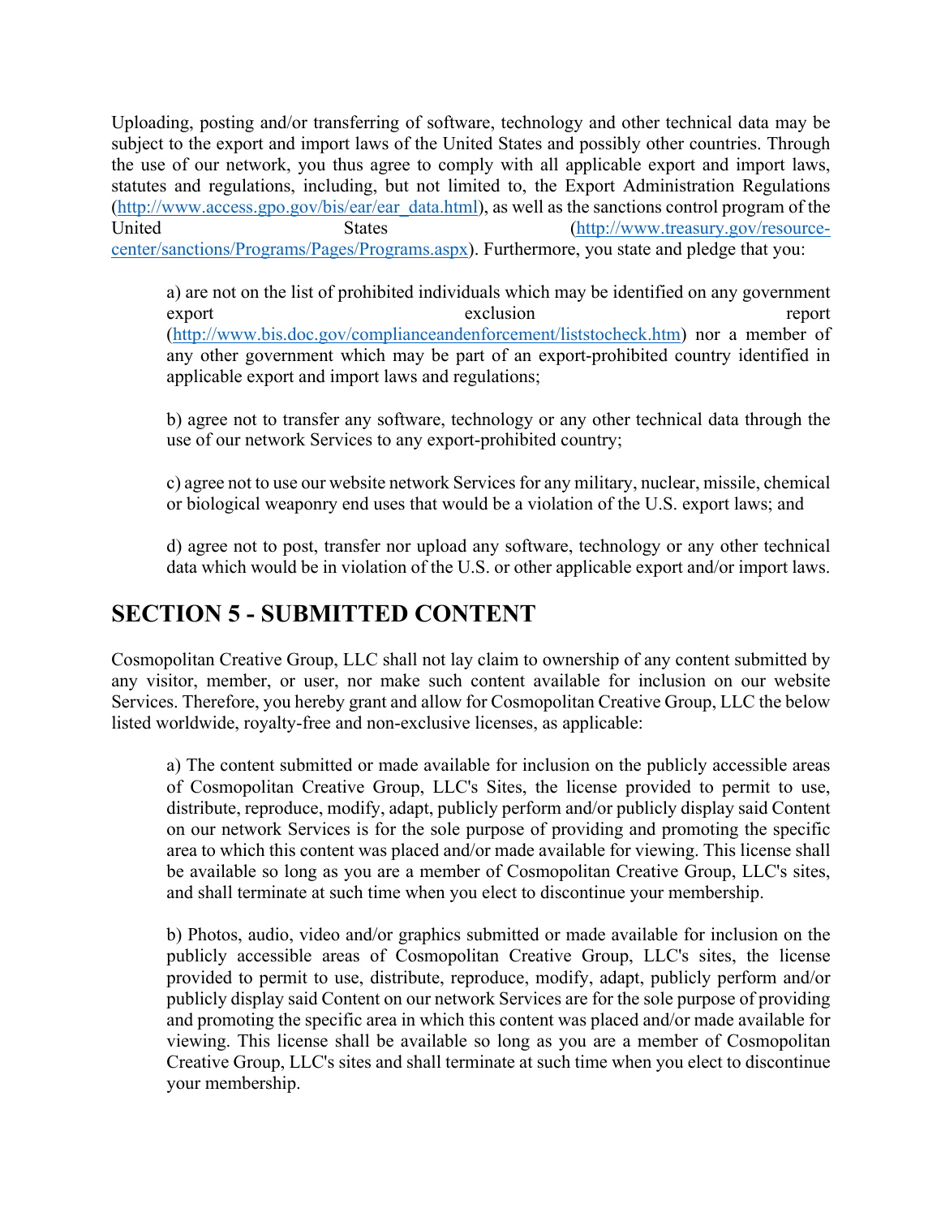Uploading, posting and/or transferring of software, technology and other technical data may be subject to the export and import laws of the United States and possibly other countries. Through the use of our network, you thus agree to comply with all applicable export and import laws, statutes and regulations, including, but not limited to, the Export Administration Regulations (http://www.access.gpo.gov/bis/ear/ear_data.html), as well as the sanctions control program of the United States (http://www.treasury.gov/resource-center/sanctions/Programs/Pages/Programs.aspx). Furthermore, you state and pledge that you:

a) are not on the list of prohibited individuals which may be identified on any government export exclusion report (http://www.bis.doc.gov/complianceandenforcement/liststocheck.htm) nor a member of any other government which may be part of an export-prohibited country identified in applicable export and import laws and regulations;

b) agree not to transfer any software, technology or any other technical data through the use of our network Services to any export-prohibited country;

c) agree not to use our website network Services for any military, nuclear, missile, chemical or biological weaponry end uses that would be a violation of the U.S. export laws; and

d) agree not to post, transfer nor upload any software, technology or any other technical data which would be in violation of the U.S. or other applicable export and/or import laws.

## SECTION 5 - SUBMITTED CONTENT

Cosmopolitan Creative Group, LLC shall not lay claim to ownership of any content submitted by any visitor, member, or user, nor make such content available for inclusion on our website Services. Therefore, you hereby grant and allow for Cosmopolitan Creative Group, LLC the below listed worldwide, royalty-free and non-exclusive licenses, as applicable:

a) The content submitted or made available for inclusion on the publicly accessible areas of Cosmopolitan Creative Group, LLC's Sites, the license provided to permit to use, distribute, reproduce, modify, adapt, publicly perform and/or publicly display said Content on our network Services is for the sole purpose of providing and promoting the specific area to which this content was placed and/or made available for viewing. This license shall be available so long as you are a member of Cosmopolitan Creative Group, LLC's sites, and shall terminate at such time when you elect to discontinue your membership.

b) Photos, audio, video and/or graphics submitted or made available for inclusion on the publicly accessible areas of Cosmopolitan Creative Group, LLC's sites, the license provided to permit to use, distribute, reproduce, modify, adapt, publicly perform and/or publicly display said Content on our network Services are for the sole purpose of providing and promoting the specific area in which this content was placed and/or made available for viewing. This license shall be available so long as you are a member of Cosmopolitan Creative Group, LLC's sites and shall terminate at such time when you elect to discontinue your membership.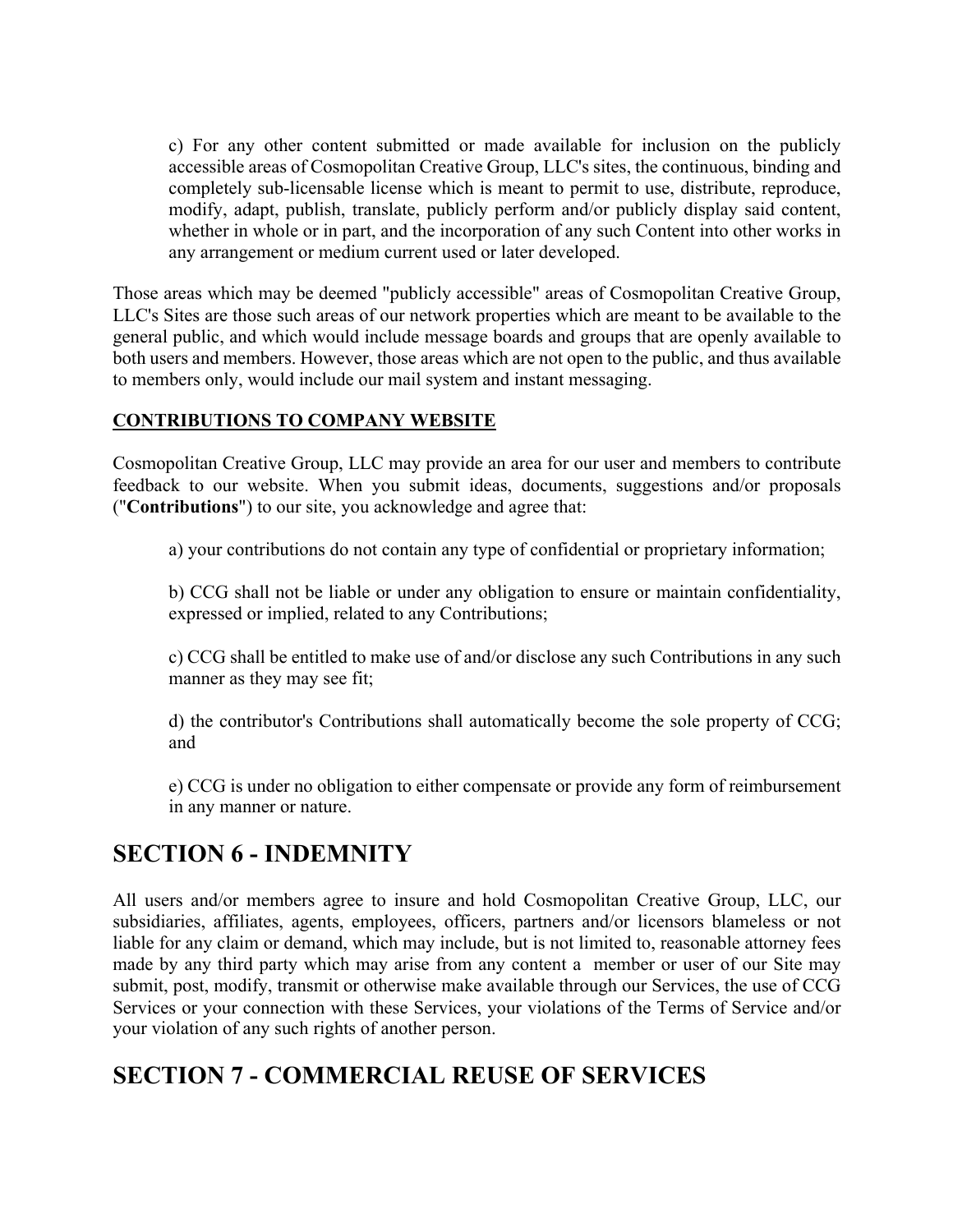c) For any other content submitted or made available for inclusion on the publicly accessible areas of Cosmopolitan Creative Group, LLC's sites, the continuous, binding and completely sub-licensable license which is meant to permit to use, distribute, reproduce, modify, adapt, publish, translate, publicly perform and/or publicly display said content, whether in whole or in part, and the incorporation of any such Content into other works in any arrangement or medium current used or later developed.

Those areas which may be deemed "publicly accessible" areas of Cosmopolitan Creative Group, LLC's Sites are those such areas of our network properties which are meant to be available to the general public, and which would include message boards and groups that are openly available to both users and members. However, those areas which are not open to the public, and thus available to members only, would include our mail system and instant messaging.

**CONTRIBUTIONS TO COMPANY WEBSITE**

Cosmopolitan Creative Group, LLC may provide an area for our user and members to contribute feedback to our website. When you submit ideas, documents, suggestions and/or proposals ("**Contributions**") to our site, you acknowledge and agree that:

a) your contributions do not contain any type of confidential or proprietary information;

b) CCG shall not be liable or under any obligation to ensure or maintain confidentiality, expressed or implied, related to any Contributions;

c) CCG shall be entitled to make use of and/or disclose any such Contributions in any such manner as they may see fit;

d) the contributor's Contributions shall automatically become the sole property of CCG; and

e) CCG is under no obligation to either compensate or provide any form of reimbursement in any manner or nature.

## SECTION 6 - INDEMNITY

All users and/or members agree to insure and hold Cosmopolitan Creative Group, LLC, our subsidiaries, affiliates, agents, employees, officers, partners and/or licensors blameless or not liable for any claim or demand, which may include, but is not limited to, reasonable attorney fees made by any third party which may arise from any content a member or user of our Site may submit, post, modify, transmit or otherwise make available through our Services, the use of CCG Services or your connection with these Services, your violations of the Terms of Service and/or your violation of any such rights of another person.

## SECTION 7 - COMMERCIAL REUSE OF SERVICES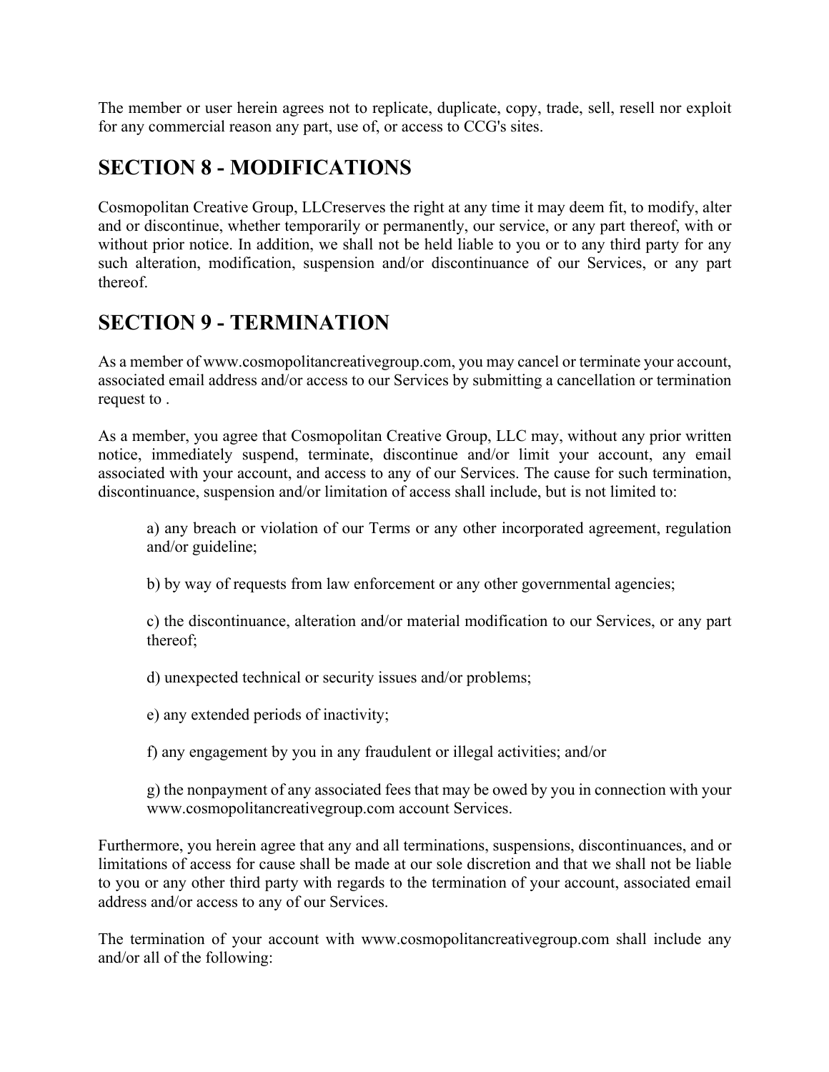The member or user herein agrees not to replicate, duplicate, copy, trade, sell, resell nor exploit for any commercial reason any part, use of, or access to CCG's sites.

## SECTION 8 - MODIFICATIONS

Cosmopolitan Creative Group, LLCreserves the right at any time it may deem fit, to modify, alter and or discontinue, whether temporarily or permanently, our service, or any part thereof, with or without prior notice. In addition, we shall not be held liable to you or to any third party for any such alteration, modification, suspension and/or discontinuance of our Services, or any part thereof.

## SECTION 9 - TERMINATION

As a member of www.cosmopolitancreativegroup.com, you may cancel or terminate your account, associated email address and/or access to our Services by submitting a cancellation or termination request to .

As a member, you agree that Cosmopolitan Creative Group, LLC may, without any prior written notice, immediately suspend, terminate, discontinue and/or limit your account, any email associated with your account, and access to any of our Services. The cause for such termination, discontinuance, suspension and/or limitation of access shall include, but is not limited to:

> a) any breach or violation of our Terms or any other incorporated agreement, regulation and/or guideline;
>
> b) by way of requests from law enforcement or any other governmental agencies;
>
> c) the discontinuance, alteration and/or material modification to our Services, or any part thereof;
>
> d) unexpected technical or security issues and/or problems;
>
> e) any extended periods of inactivity;
>
> f) any engagement by you in any fraudulent or illegal activities; and/or
>
> g) the nonpayment of any associated fees that may be owed by you in connection with your www.cosmopolitancreativegroup.com account Services.

Furthermore, you herein agree that any and all terminations, suspensions, discontinuances, and or limitations of access for cause shall be made at our sole discretion and that we shall not be liable to you or any other third party with regards to the termination of your account, associated email address and/or access to any of our Services.

The termination of your account with www.cosmopolitancreativegroup.com shall include any and/or all of the following: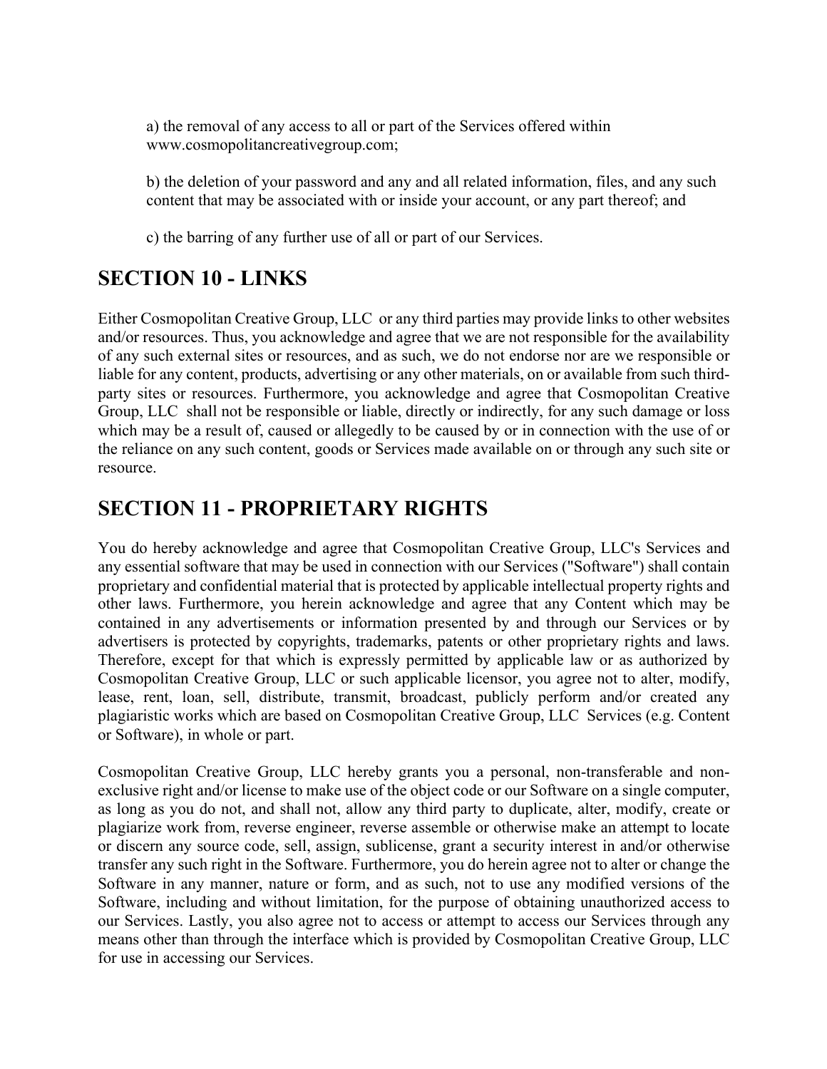a) the removal of any access to all or part of the Services offered within www.cosmopolitancreativegroup.com;

b) the deletion of your password and any and all related information, files, and any such content that may be associated with or inside your account, or any part thereof; and

c) the barring of any further use of all or part of our Services.

## SECTION 10 - LINKS

Either Cosmopolitan Creative Group, LLC or any third parties may provide links to other websites and/or resources. Thus, you acknowledge and agree that we are not responsible for the availability of any such external sites or resources, and as such, we do not endorse nor are we responsible or liable for any content, products, advertising or any other materials, on or available from such third-party sites or resources. Furthermore, you acknowledge and agree that Cosmopolitan Creative Group, LLC shall not be responsible or liable, directly or indirectly, for any such damage or loss which may be a result of, caused or allegedly to be caused by or in connection with the use of or the reliance on any such content, goods or Services made available on or through any such site or resource.

## SECTION 11 - PROPRIETARY RIGHTS

You do hereby acknowledge and agree that Cosmopolitan Creative Group, LLC's Services and any essential software that may be used in connection with our Services ("Software") shall contain proprietary and confidential material that is protected by applicable intellectual property rights and other laws. Furthermore, you herein acknowledge and agree that any Content which may be contained in any advertisements or information presented by and through our Services or by advertisers is protected by copyrights, trademarks, patents or other proprietary rights and laws. Therefore, except for that which is expressly permitted by applicable law or as authorized by Cosmopolitan Creative Group, LLC or such applicable licensor, you agree not to alter, modify, lease, rent, loan, sell, distribute, transmit, broadcast, publicly perform and/or created any plagiaristic works which are based on Cosmopolitan Creative Group, LLC Services (e.g. Content or Software), in whole or part.

Cosmopolitan Creative Group, LLC hereby grants you a personal, non-transferable and non-exclusive right and/or license to make use of the object code or our Software on a single computer, as long as you do not, and shall not, allow any third party to duplicate, alter, modify, create or plagiarize work from, reverse engineer, reverse assemble or otherwise make an attempt to locate or discern any source code, sell, assign, sublicense, grant a security interest in and/or otherwise transfer any such right in the Software. Furthermore, you do herein agree not to alter or change the Software in any manner, nature or form, and as such, not to use any modified versions of the Software, including and without limitation, for the purpose of obtaining unauthorized access to our Services. Lastly, you also agree not to access or attempt to access our Services through any means other than through the interface which is provided by Cosmopolitan Creative Group, LLC for use in accessing our Services.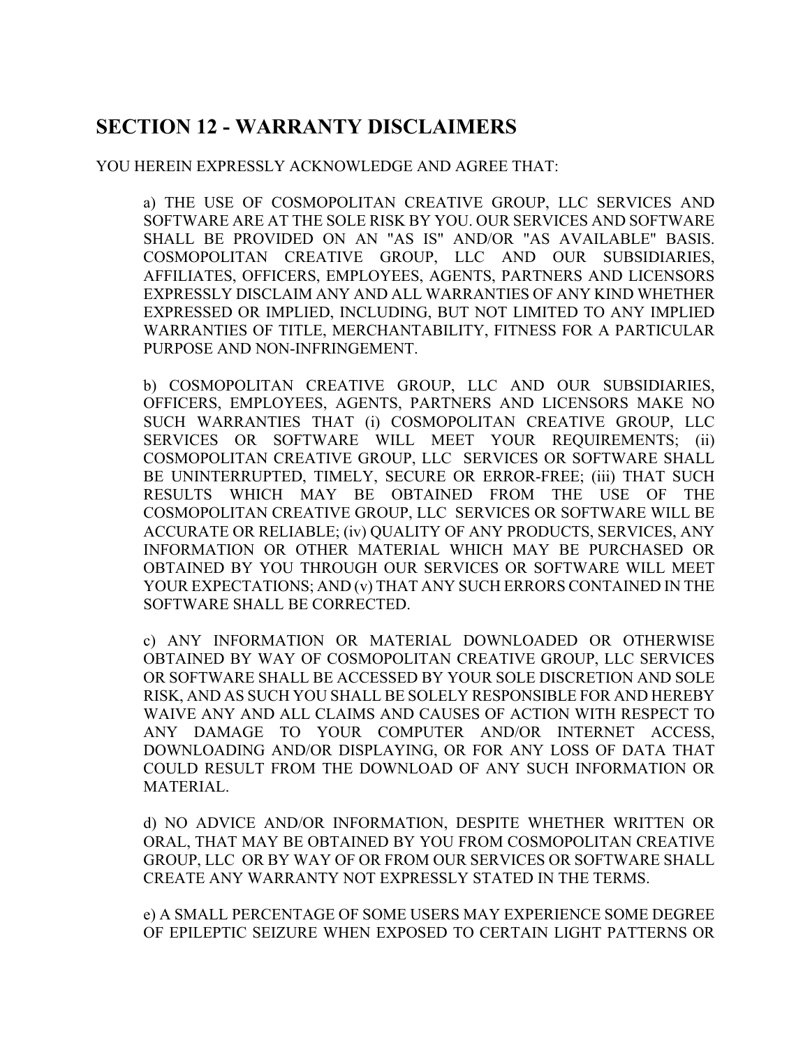## SECTION 12 - WARRANTY DISCLAIMERS

YOU HEREIN EXPRESSLY ACKNOWLEDGE AND AGREE THAT:

a) THE USE OF COSMOPOLITAN CREATIVE GROUP, LLC SERVICES AND SOFTWARE ARE AT THE SOLE RISK BY YOU. OUR SERVICES AND SOFTWARE SHALL BE PROVIDED ON AN "AS IS" AND/OR "AS AVAILABLE" BASIS. COSMOPOLITAN CREATIVE GROUP, LLC AND OUR SUBSIDIARIES, AFFILIATES, OFFICERS, EMPLOYEES, AGENTS, PARTNERS AND LICENSORS EXPRESSLY DISCLAIM ANY AND ALL WARRANTIES OF ANY KIND WHETHER EXPRESSED OR IMPLIED, INCLUDING, BUT NOT LIMITED TO ANY IMPLIED WARRANTIES OF TITLE, MERCHANTABILITY, FITNESS FOR A PARTICULAR PURPOSE AND NON-INFRINGEMENT.

b) COSMOPOLITAN CREATIVE GROUP, LLC AND OUR SUBSIDIARIES, OFFICERS, EMPLOYEES, AGENTS, PARTNERS AND LICENSORS MAKE NO SUCH WARRANTIES THAT (i) COSMOPOLITAN CREATIVE GROUP, LLC SERVICES OR SOFTWARE WILL MEET YOUR REQUIREMENTS; (ii) COSMOPOLITAN CREATIVE GROUP, LLC SERVICES OR SOFTWARE SHALL BE UNINTERRUPTED, TIMELY, SECURE OR ERROR-FREE; (iii) THAT SUCH RESULTS WHICH MAY BE OBTAINED FROM THE USE OF THE COSMOPOLITAN CREATIVE GROUP, LLC SERVICES OR SOFTWARE WILL BE ACCURATE OR RELIABLE; (iv) QUALITY OF ANY PRODUCTS, SERVICES, ANY INFORMATION OR OTHER MATERIAL WHICH MAY BE PURCHASED OR OBTAINED BY YOU THROUGH OUR SERVICES OR SOFTWARE WILL MEET YOUR EXPECTATIONS; AND (v) THAT ANY SUCH ERRORS CONTAINED IN THE SOFTWARE SHALL BE CORRECTED.

c) ANY INFORMATION OR MATERIAL DOWNLOADED OR OTHERWISE OBTAINED BY WAY OF COSMOPOLITAN CREATIVE GROUP, LLC SERVICES OR SOFTWARE SHALL BE ACCESSED BY YOUR SOLE DISCRETION AND SOLE RISK, AND AS SUCH YOU SHALL BE SOLELY RESPONSIBLE FOR AND HEREBY WAIVE ANY AND ALL CLAIMS AND CAUSES OF ACTION WITH RESPECT TO ANY DAMAGE TO YOUR COMPUTER AND/OR INTERNET ACCESS, DOWNLOADING AND/OR DISPLAYING, OR FOR ANY LOSS OF DATA THAT COULD RESULT FROM THE DOWNLOAD OF ANY SUCH INFORMATION OR MATERIAL.

d) NO ADVICE AND/OR INFORMATION, DESPITE WHETHER WRITTEN OR ORAL, THAT MAY BE OBTAINED BY YOU FROM COSMOPOLITAN CREATIVE GROUP, LLC OR BY WAY OF OR FROM OUR SERVICES OR SOFTWARE SHALL CREATE ANY WARRANTY NOT EXPRESSLY STATED IN THE TERMS.

e) A SMALL PERCENTAGE OF SOME USERS MAY EXPERIENCE SOME DEGREE OF EPILEPTIC SEIZURE WHEN EXPOSED TO CERTAIN LIGHT PATTERNS OR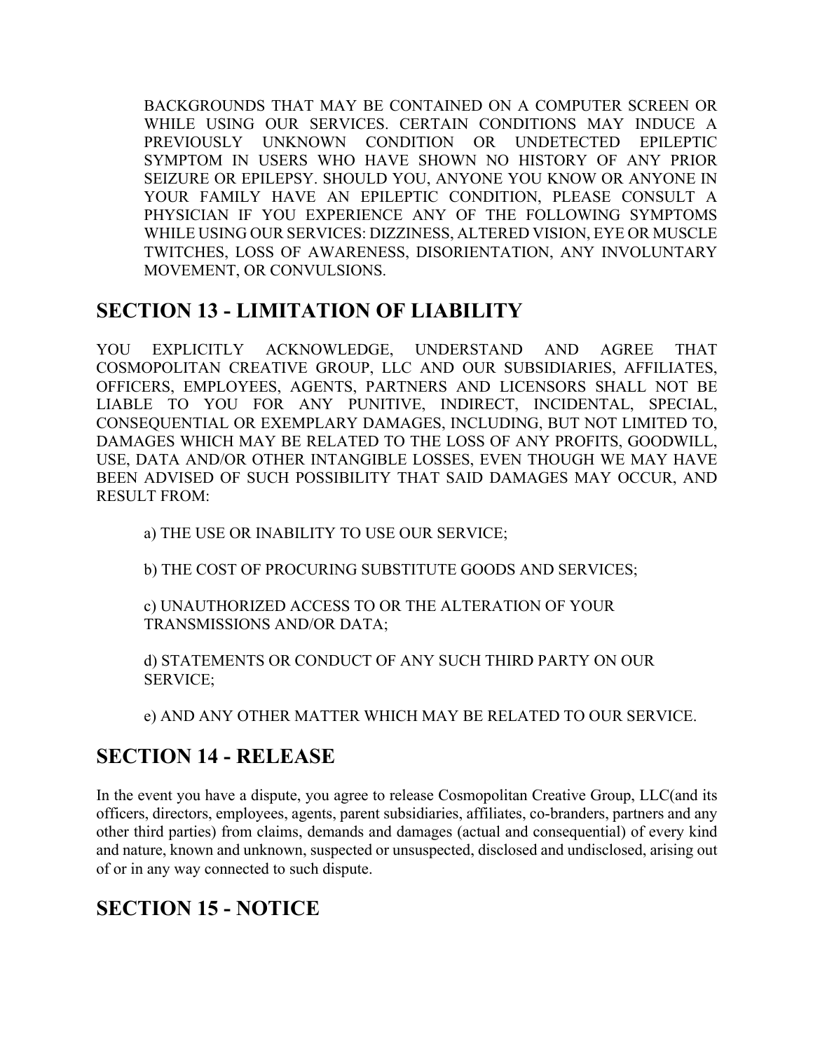BACKGROUNDS THAT MAY BE CONTAINED ON A COMPUTER SCREEN OR WHILE USING OUR SERVICES. CERTAIN CONDITIONS MAY INDUCE A PREVIOUSLY UNKNOWN CONDITION OR UNDETECTED EPILEPTIC SYMPTOM IN USERS WHO HAVE SHOWN NO HISTORY OF ANY PRIOR SEIZURE OR EPILEPSY. SHOULD YOU, ANYONE YOU KNOW OR ANYONE IN YOUR FAMILY HAVE AN EPILEPTIC CONDITION, PLEASE CONSULT A PHYSICIAN IF YOU EXPERIENCE ANY OF THE FOLLOWING SYMPTOMS WHILE USING OUR SERVICES: DIZZINESS, ALTERED VISION, EYE OR MUSCLE TWITCHES, LOSS OF AWARENESS, DISORIENTATION, ANY INVOLUNTARY MOVEMENT, OR CONVULSIONS.

## SECTION 13 - LIMITATION OF LIABILITY

YOU EXPLICITLY ACKNOWLEDGE, UNDERSTAND AND AGREE THAT COSMOPOLITAN CREATIVE GROUP, LLC AND OUR SUBSIDIARIES, AFFILIATES, OFFICERS, EMPLOYEES, AGENTS, PARTNERS AND LICENSORS SHALL NOT BE LIABLE TO YOU FOR ANY PUNITIVE, INDIRECT, INCIDENTAL, SPECIAL, CONSEQUENTIAL OR EXEMPLARY DAMAGES, INCLUDING, BUT NOT LIMITED TO, DAMAGES WHICH MAY BE RELATED TO THE LOSS OF ANY PROFITS, GOODWILL, USE, DATA AND/OR OTHER INTANGIBLE LOSSES, EVEN THOUGH WE MAY HAVE BEEN ADVISED OF SUCH POSSIBILITY THAT SAID DAMAGES MAY OCCUR, AND RESULT FROM:

a) THE USE OR INABILITY TO USE OUR SERVICE;

b) THE COST OF PROCURING SUBSTITUTE GOODS AND SERVICES;

c) UNAUTHORIZED ACCESS TO OR THE ALTERATION OF YOUR TRANSMISSIONS AND/OR DATA;

d) STATEMENTS OR CONDUCT OF ANY SUCH THIRD PARTY ON OUR SERVICE;

e) AND ANY OTHER MATTER WHICH MAY BE RELATED TO OUR SERVICE.

## SECTION 14 - RELEASE

In the event you have a dispute, you agree to release Cosmopolitan Creative Group, LLC(and its officers, directors, employees, agents, parent subsidiaries, affiliates, co-branders, partners and any other third parties) from claims, demands and damages (actual and consequential) of every kind and nature, known and unknown, suspected or unsuspected, disclosed and undisclosed, arising out of or in any way connected to such dispute.

## SECTION 15 - NOTICE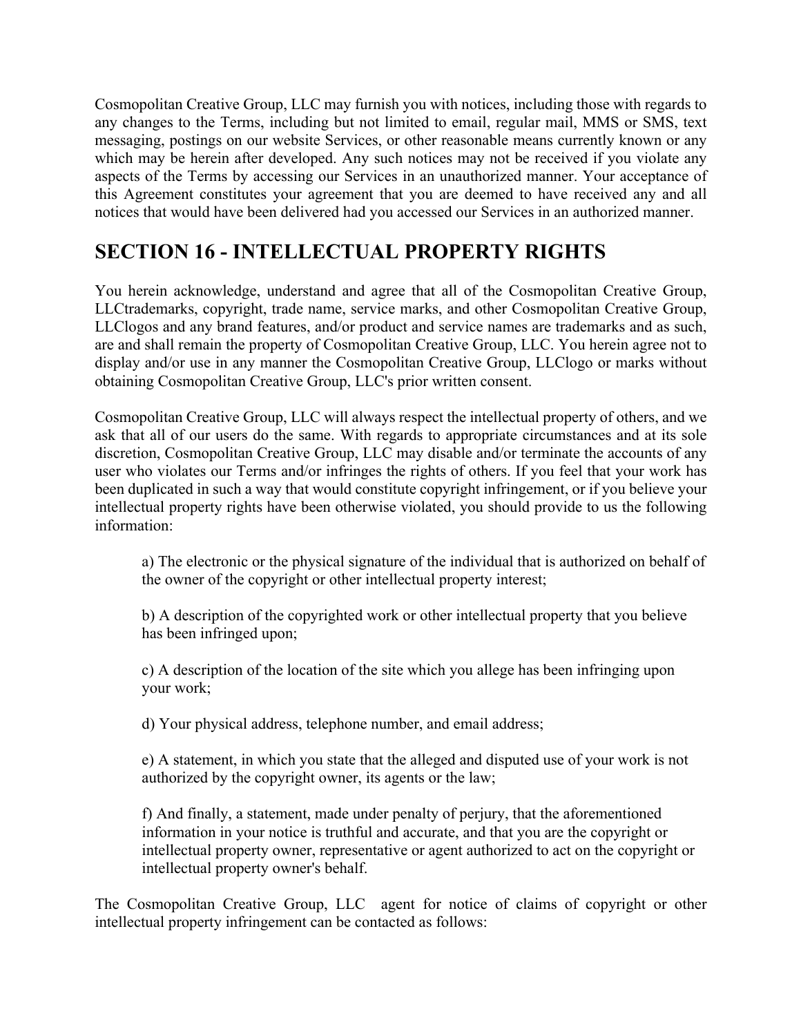Cosmopolitan Creative Group, LLC may furnish you with notices, including those with regards to any changes to the Terms, including but not limited to email, regular mail, MMS or SMS, text messaging, postings on our website Services, or other reasonable means currently known or any which may be herein after developed. Any such notices may not be received if you violate any aspects of the Terms by accessing our Services in an unauthorized manner. Your acceptance of this Agreement constitutes your agreement that you are deemed to have received any and all notices that would have been delivered had you accessed our Services in an authorized manner.

## SECTION 16 - INTELLECTUAL PROPERTY RIGHTS

You herein acknowledge, understand and agree that all of the Cosmopolitan Creative Group, LLCtrademarks, copyright, trade name, service marks, and other Cosmopolitan Creative Group, LLClogos and any brand features, and/or product and service names are trademarks and as such, are and shall remain the property of Cosmopolitan Creative Group, LLC. You herein agree not to display and/or use in any manner the Cosmopolitan Creative Group, LLClogo or marks without obtaining Cosmopolitan Creative Group, LLC's prior written consent.

Cosmopolitan Creative Group, LLC will always respect the intellectual property of others, and we ask that all of our users do the same. With regards to appropriate circumstances and at its sole discretion, Cosmopolitan Creative Group, LLC may disable and/or terminate the accounts of any user who violates our Terms and/or infringes the rights of others. If you feel that your work has been duplicated in such a way that would constitute copyright infringement, or if you believe your intellectual property rights have been otherwise violated, you should provide to us the following information:

a) The electronic or the physical signature of the individual that is authorized on behalf of the owner of the copyright or other intellectual property interest;

b) A description of the copyrighted work or other intellectual property that you believe has been infringed upon;

c) A description of the location of the site which you allege has been infringing upon your work;

d) Your physical address, telephone number, and email address;

e) A statement, in which you state that the alleged and disputed use of your work is not authorized by the copyright owner, its agents or the law;

f) And finally, a statement, made under penalty of perjury, that the aforementioned information in your notice is truthful and accurate, and that you are the copyright or intellectual property owner, representative or agent authorized to act on the copyright or intellectual property owner's behalf.

The Cosmopolitan Creative Group, LLC agent for notice of claims of copyright or other intellectual property infringement can be contacted as follows: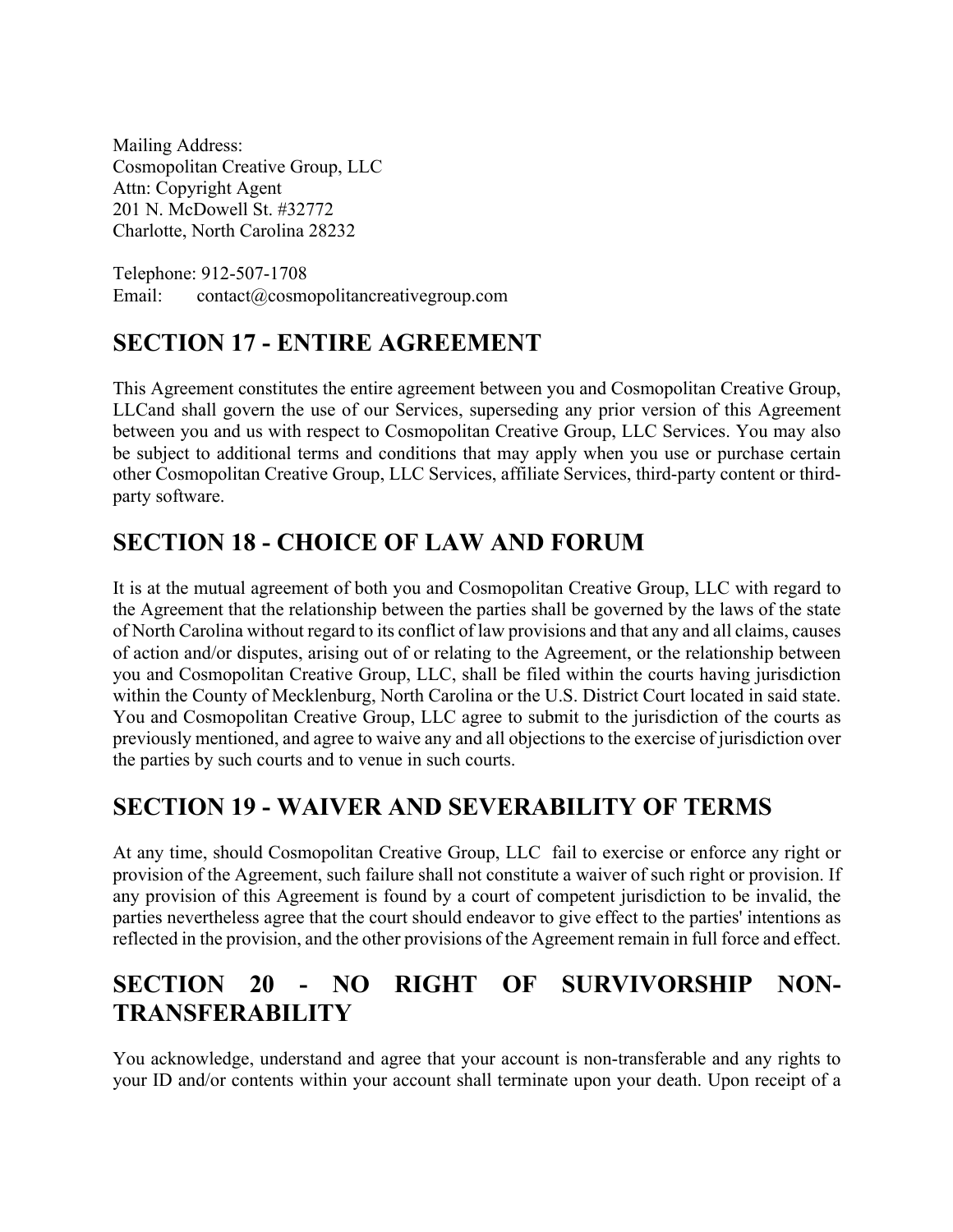Mailing Address:  
Cosmopolitan Creative Group, LLC  
Attn: Copyright Agent  
201 N. McDowell St. #32772  
Charlotte, North Carolina 28232

Telephone: 912-507-1708  
Email: contact@cosmopolitancreativegroup.com

## SECTION 17 - ENTIRE AGREEMENT

This Agreement constitutes the entire agreement between you and Cosmopolitan Creative Group, LLCand shall govern the use of our Services, superseding any prior version of this Agreement between you and us with respect to Cosmopolitan Creative Group, LLC Services. You may also be subject to additional terms and conditions that may apply when you use or purchase certain other Cosmopolitan Creative Group, LLC Services, affiliate Services, third-party content or third-party software.

## SECTION 18 - CHOICE OF LAW AND FORUM

It is at the mutual agreement of both you and Cosmopolitan Creative Group, LLC with regard to the Agreement that the relationship between the parties shall be governed by the laws of the state of North Carolina without regard to its conflict of law provisions and that any and all claims, causes of action and/or disputes, arising out of or relating to the Agreement, or the relationship between you and Cosmopolitan Creative Group, LLC, shall be filed within the courts having jurisdiction within the County of Mecklenburg, North Carolina or the U.S. District Court located in said state. You and Cosmopolitan Creative Group, LLC agree to submit to the jurisdiction of the courts as previously mentioned, and agree to waive any and all objections to the exercise of jurisdiction over the parties by such courts and to venue in such courts.

## SECTION 19 - WAIVER AND SEVERABILITY OF TERMS

At any time, should Cosmopolitan Creative Group, LLC fail to exercise or enforce any right or provision of the Agreement, such failure shall not constitute a waiver of such right or provision. If any provision of this Agreement is found by a court of competent jurisdiction to be invalid, the parties nevertheless agree that the court should endeavor to give effect to the parties' intentions as reflected in the provision, and the other provisions of the Agreement remain in full force and effect.

## SECTION 20 - NO RIGHT OF SURVIVORSHIP NON-TRANSFERABILITY

You acknowledge, understand and agree that your account is non-transferable and any rights to your ID and/or contents within your account shall terminate upon your death. Upon receipt of a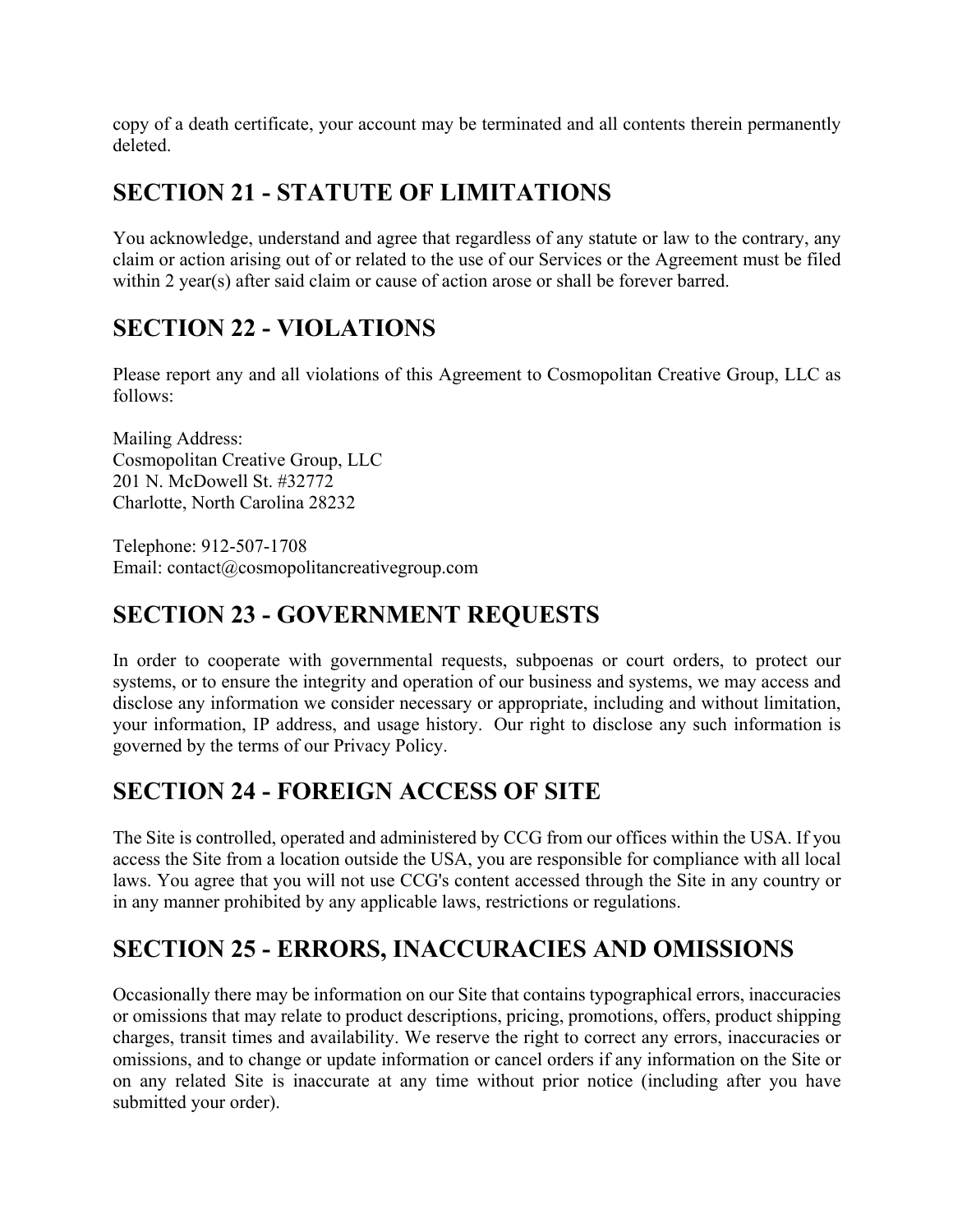copy of a death certificate, your account may be terminated and all contents therein permanently deleted.

## SECTION 21 - STATUTE OF LIMITATIONS

You acknowledge, understand and agree that regardless of any statute or law to the contrary, any claim or action arising out of or related to the use of our Services or the Agreement must be filed within 2 year(s) after said claim or cause of action arose or shall be forever barred.

## SECTION 22 - VIOLATIONS

Please report any and all violations of this Agreement to Cosmopolitan Creative Group, LLC as follows:

Mailing Address:
Cosmopolitan Creative Group, LLC
201 N. McDowell St. #32772
Charlotte, North Carolina 28232

Telephone: 912-507-1708
Email: contact@cosmopolitancreativegroup.com

## SECTION 23 - GOVERNMENT REQUESTS

In order to cooperate with governmental requests, subpoenas or court orders, to protect our systems, or to ensure the integrity and operation of our business and systems, we may access and disclose any information we consider necessary or appropriate, including and without limitation, your information, IP address, and usage history. Our right to disclose any such information is governed by the terms of our Privacy Policy.

## SECTION 24 - FOREIGN ACCESS OF SITE

The Site is controlled, operated and administered by CCG from our offices within the USA. If you access the Site from a location outside the USA, you are responsible for compliance with all local laws. You agree that you will not use CCG's content accessed through the Site in any country or in any manner prohibited by any applicable laws, restrictions or regulations.

## SECTION 25 - ERRORS, INACCURACIES AND OMISSIONS

Occasionally there may be information on our Site that contains typographical errors, inaccuracies or omissions that may relate to product descriptions, pricing, promotions, offers, product shipping charges, transit times and availability. We reserve the right to correct any errors, inaccuracies or omissions, and to change or update information or cancel orders if any information on the Site or on any related Site is inaccurate at any time without prior notice (including after you have submitted your order).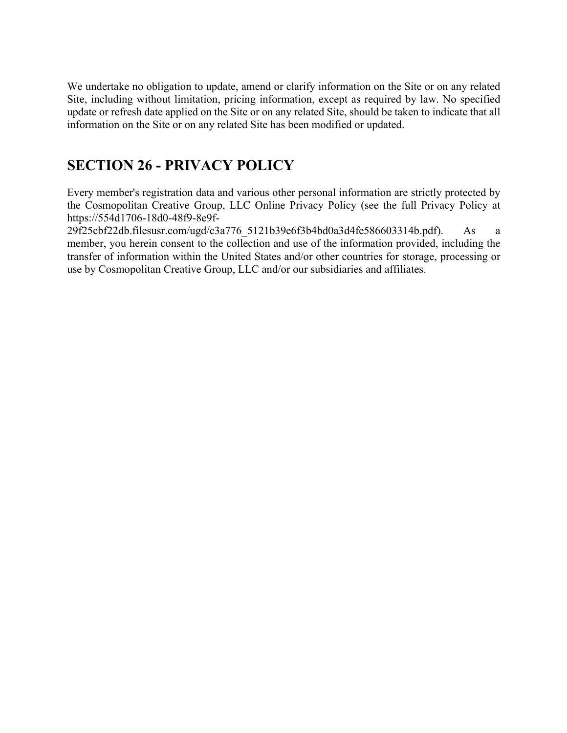We undertake no obligation to update, amend or clarify information on the Site or on any related Site, including without limitation, pricing information, except as required by law. No specified update or refresh date applied on the Site or on any related Site, should be taken to indicate that all information on the Site or on any related Site has been modified or updated.

## SECTION 26 - PRIVACY POLICY

Every member's registration data and various other personal information are strictly protected by the Cosmopolitan Creative Group, LLC Online Privacy Policy (see the full Privacy Policy at https://554d1706-18d0-48f9-8e9f-29f25cbf22db.filesusr.com/ugd/c3a776_5121b39e6f3b4bd0a3d4fe586603314b.pdf). As a member, you herein consent to the collection and use of the information provided, including the transfer of information within the United States and/or other countries for storage, processing or use by Cosmopolitan Creative Group, LLC and/or our subsidiaries and affiliates.